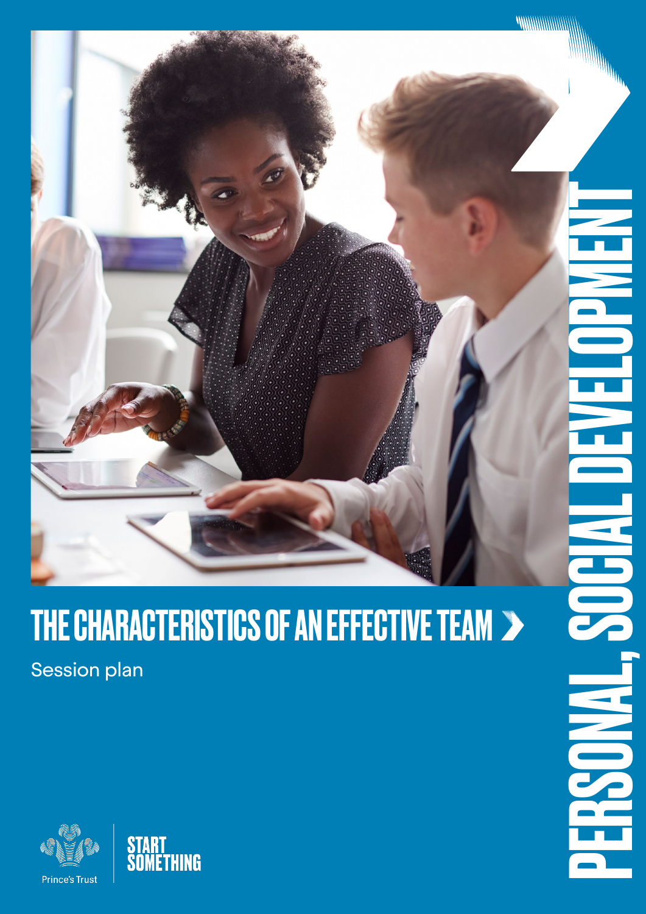# THE CHARACTERISTICS OF AN EFFECTIVE TEAM

Session plan

PERSONAL, SOCIAL DEVELOPMENT

Prince's Trust

START SOMETHING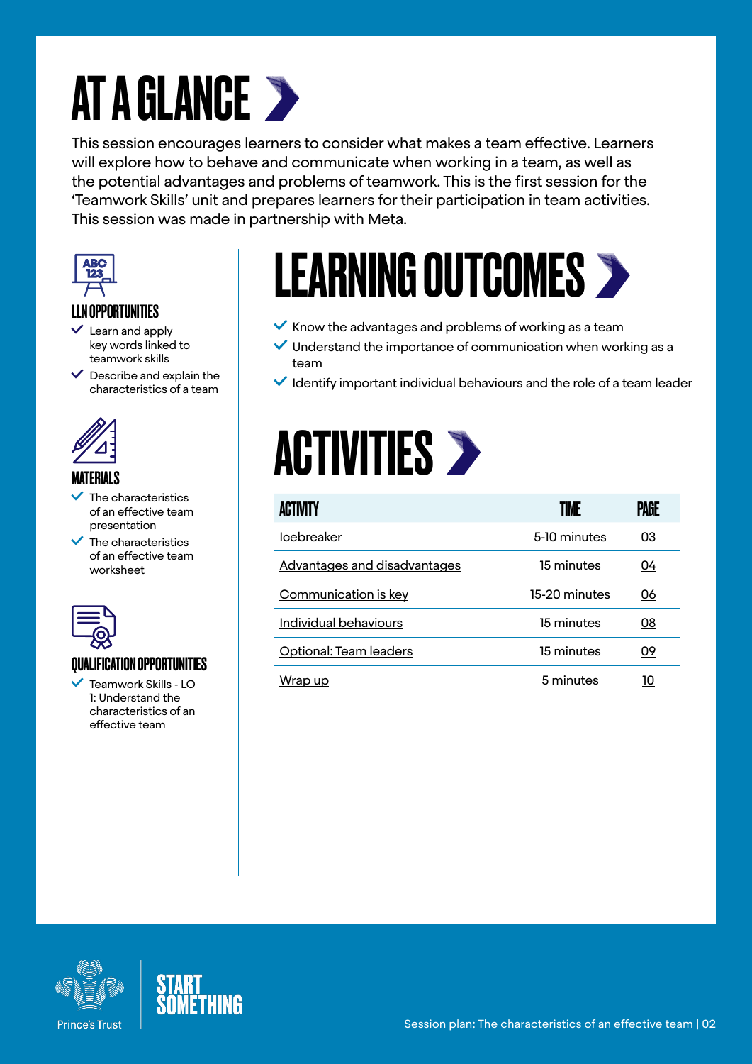# AT A GLANCE

This session encourages learners to consider what makes a team effective. Learners will explore how to behave and communicate when working in a team, as well as the potential advantages and problems of teamwork. This is the first session for the 'Teamwork Skills' unit and prepares learners for their participation in team activities. This session was made in partnership with Meta.

### LLN OPPORTUNITIES

- Learn and apply key words linked to teamwork skills
- Describe and explain the characteristics of a team

### MATERIALS

- The characteristics of an effective team presentation
- The characteristics of an effective team worksheet

### QUALIFICATION OPPORTUNITIES

- Teamwork Skills - LO 1: Understand the characteristics of an effective team

## LEARNING OUTCOMES

- Know the advantages and problems of working as a team
- Understand the importance of communication when working as a team
- Identify important individual behaviours and the role of a team leader

## ACTIVITIES

| ACTIVITY | TIME | PAGE |
|---|---|---|
| Icebreaker | 5-10 minutes | 03 |
| Advantages and disadvantages | 15 minutes | 04 |
| Communication is key | 15-20 minutes | 06 |
| Individual behaviours | 15 minutes | 08 |
| Optional: Team leaders | 15 minutes | 09 |
| Wrap up | 5 minutes | 10 |

Prince's Trust

START SOMETHING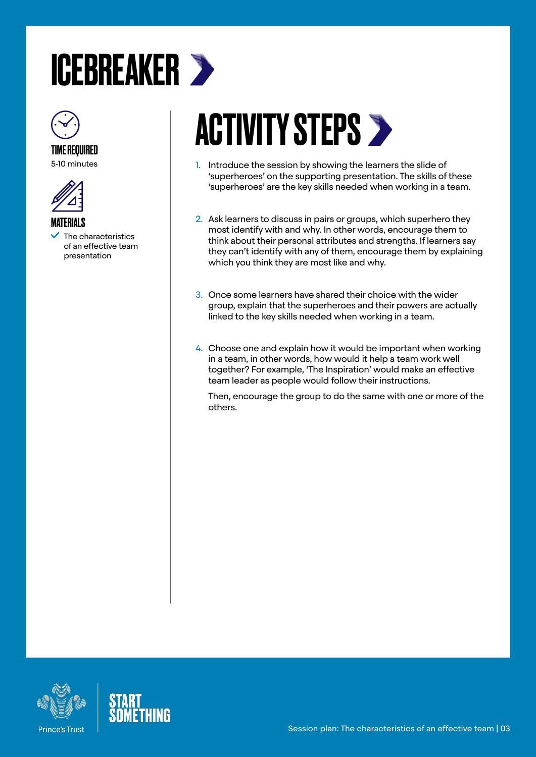# ICEBREAKER

### TIME REQUIRED

5-10 minutes

### MATERIALS

- The characteristics of an effective team presentation

## ACTIVITY STEPS

1. Introduce the session by showing the learners the slide of 'superheroes' on the supporting presentation. The skills of these 'superheroes' are the key skills needed when working in a team.

2. Ask learners to discuss in pairs or groups, which superhero they most identify with and why. In other words, encourage them to think about their personal attributes and strengths. If learners say they can't identify with any of them, encourage them by explaining which you think they are most like and why.

3. Once some learners have shared their choice with the wider group, explain that the superheroes and their powers are actually linked to the key skills needed when working in a team.

4. Choose one and explain how it would be important when working in a team, in other words, how would it help a team work well together? For example, 'The Inspiration' would make an effective team leader as people would follow their instructions.

   Then, encourage the group to do the same with one or more of the others.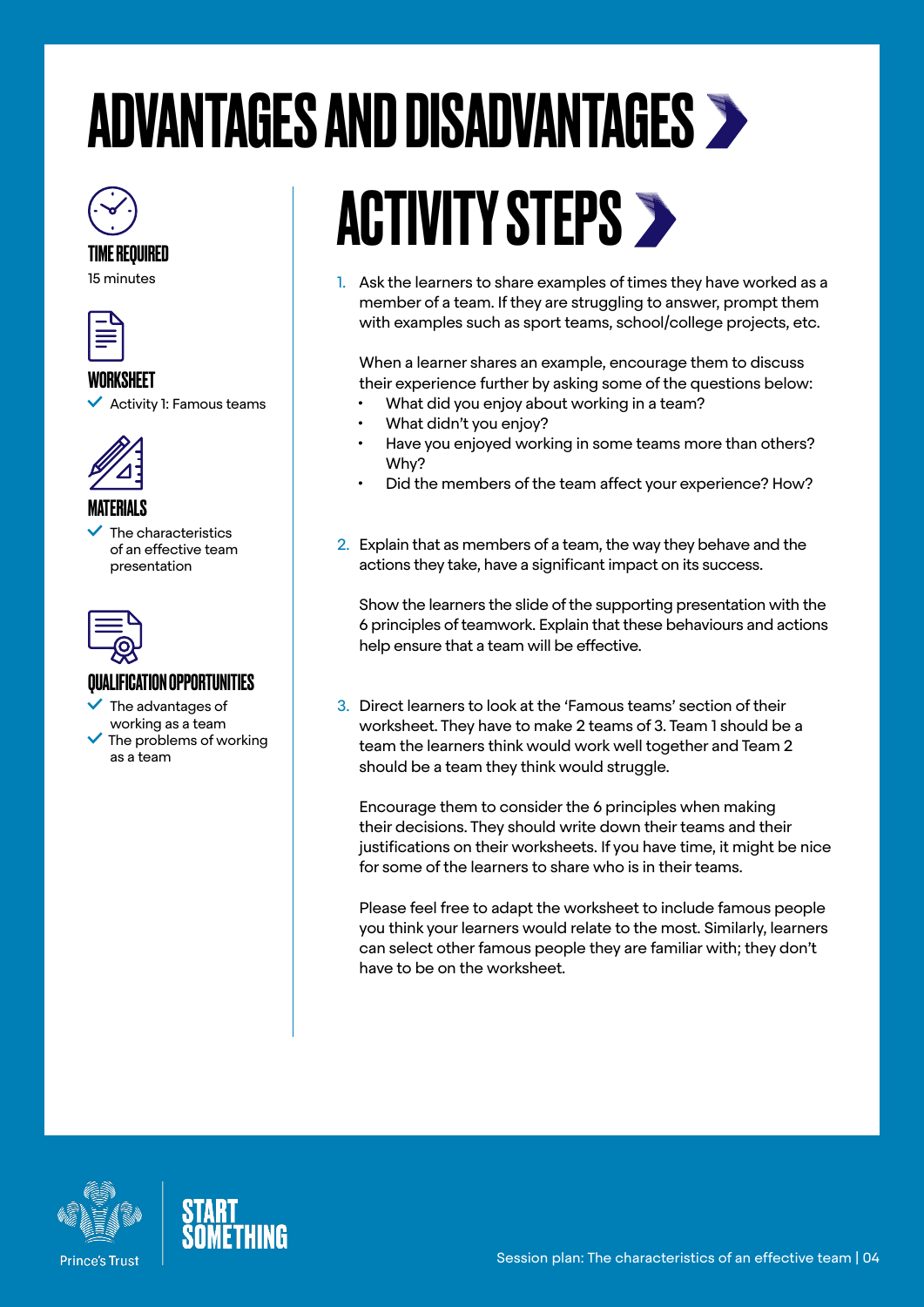# ADVANTAGES AND DISADVANTAGES

### TIME REQUIRED

15 minutes

### WORKSHEET

- Activity 1: Famous teams

### MATERIALS

- The characteristics of an effective team presentation

### QUALIFICATION OPPORTUNITIES

- The advantages of working as a team
- The problems of working as a team

## ACTIVITY STEPS

1. Ask the learners to share examples of times they have worked as a member of a team. If they are struggling to answer, prompt them with examples such as sport teams, school/college projects, etc.

   When a learner shares an example, encourage them to discuss their experience further by asking some of the questions below:
   - What did you enjoy about working in a team?
   - What didn't you enjoy?
   - Have you enjoyed working in some teams more than others? Why?
   - Did the members of the team affect your experience? How?

2. Explain that as members of a team, the way they behave and the actions they take, have a significant impact on its success.

   Show the learners the slide of the supporting presentation with the 6 principles of teamwork. Explain that these behaviours and actions help ensure that a team will be effective.

3. Direct learners to look at the 'Famous teams' section of their worksheet. They have to make 2 teams of 3. Team 1 should be a team the learners think would work well together and Team 2 should be a team they think would struggle.

   Encourage them to consider the 6 principles when making their decisions. They should write down their teams and their justifications on their worksheets. If you have time, it might be nice for some of the learners to share who is in their teams.

   Please feel free to adapt the worksheet to include famous people you think your learners would relate to the most. Similarly, learners can select other famous people they are familiar with; they don't have to be on the worksheet.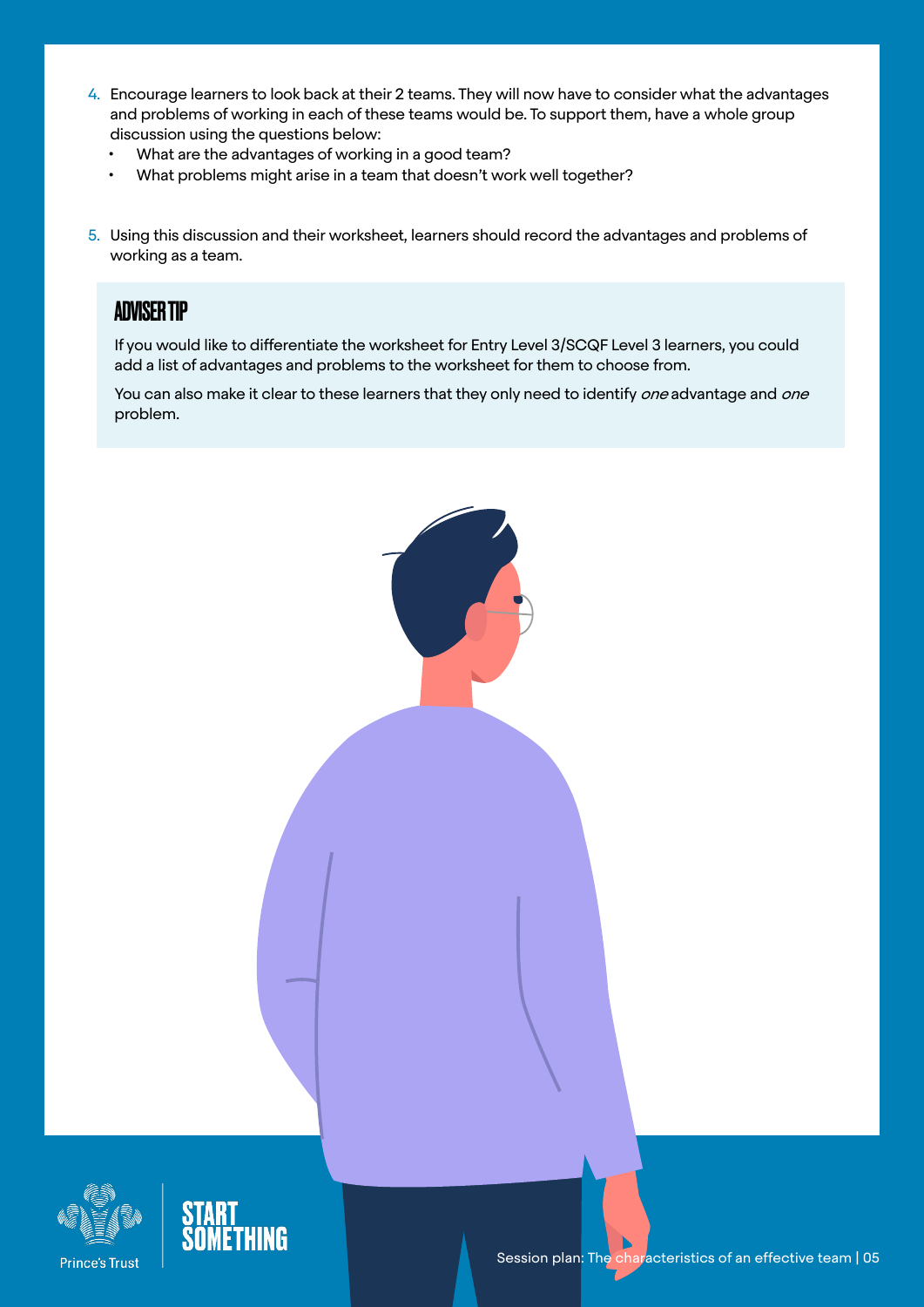4. Encourage learners to look back at their 2 teams. They will now have to consider what the advantages and problems of working in each of these teams would be. To support them, have a whole group discussion using the questions below:
   - What are the advantages of working in a good team?
   - What problems might arise in a team that doesn't work well together?

5. Using this discussion and their worksheet, learners should record the advantages and problems of working as a team.

### ADVISER TIP

If you would like to differentiate the worksheet for Entry Level 3/SCQF Level 3 learners, you could add a list of advantages and problems to the worksheet for them to choose from.

You can also make it clear to these learners that they only need to identify *one* advantage and *one* problem.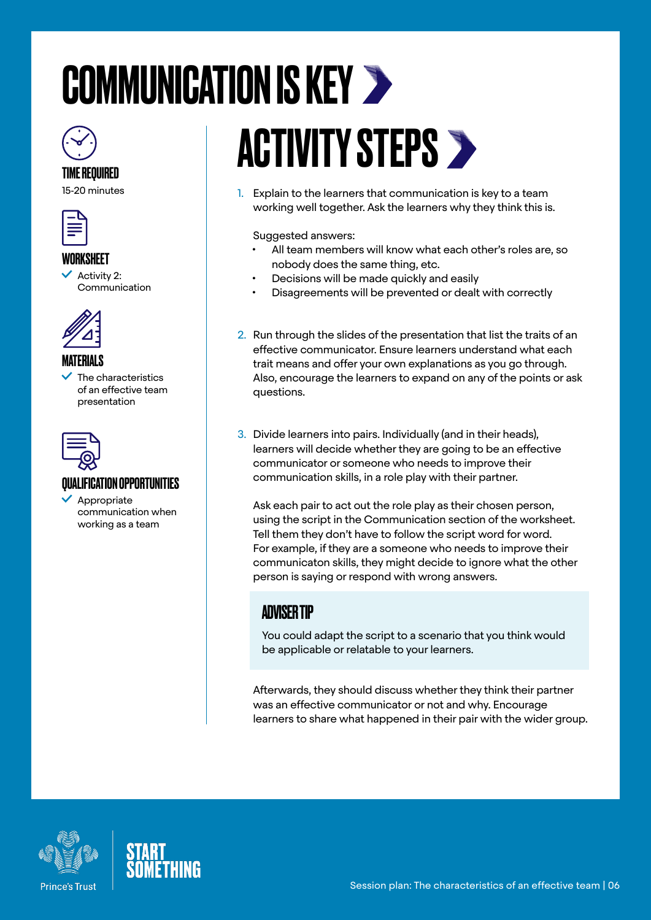# COMMUNICATION IS KEY

### TIME REQUIRED

15-20 minutes

### WORKSHEET

- Activity 2: Communication

### MATERIALS

- The characteristics of an effective team presentation

### QUALIFICATION OPPORTUNITIES

- Appropriate communication when working as a team

## ACTIVITY STEPS

1. Explain to the learners that communication is key to a team working well together. Ask the learners why they think this is.

   Suggested answers:
   - All team members will know what each other's roles are, so nobody does the same thing, etc.
   - Decisions will be made quickly and easily
   - Disagreements will be prevented or dealt with correctly

2. Run through the slides of the presentation that list the traits of an effective communicator. Ensure learners understand what each trait means and offer your own explanations as you go through. Also, encourage the learners to expand on any of the points or ask questions.

3. Divide learners into pairs. Individually (and in their heads), learners will decide whether they are going to be an effective communicator or someone who needs to improve their communication skills, in a role play with their partner.

   Ask each pair to act out the role play as their chosen person, using the script in the Communication section of the worksheet. Tell them they don't have to follow the script word for word. For example, if they are a someone who needs to improve their communicaton skills, they might decide to ignore what the other person is saying or respond with wrong answers.

   > **ADVISER TIP**
   >
   > You could adapt the script to a scenario that you think would be applicable or relatable to your learners.

   Afterwards, they should discuss whether they think their partner was an effective communicator or not and why. Encourage learners to share what happened in their pair with the wider group.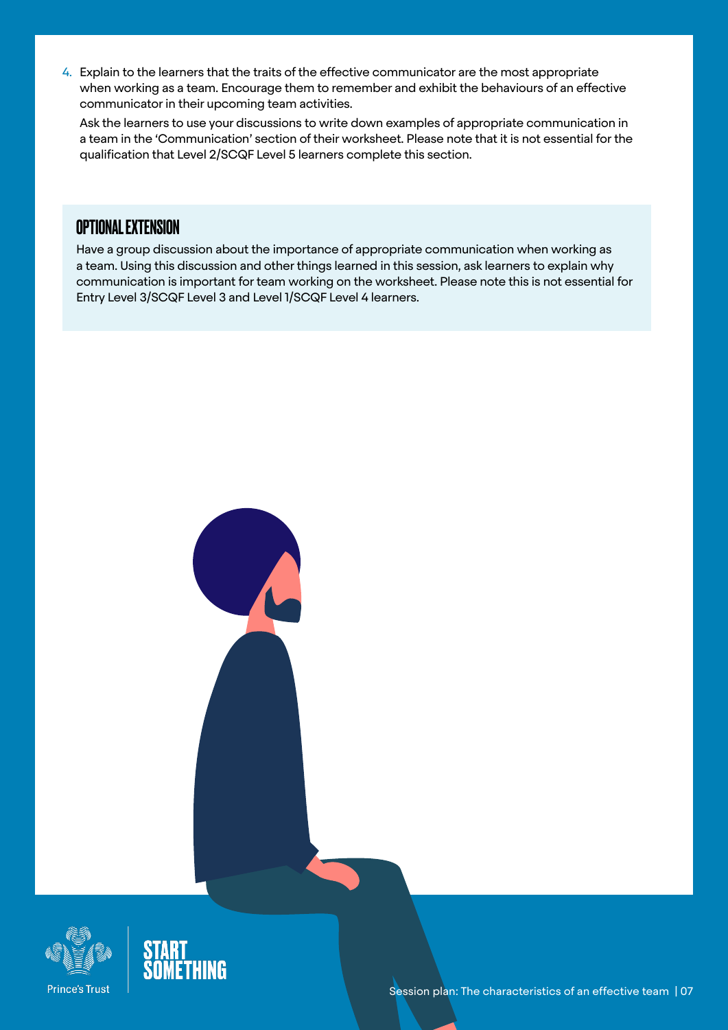4. Explain to the learners that the traits of the effective communicator are the most appropriate when working as a team. Encourage them to remember and exhibit the behaviours of an effective communicator in their upcoming team activities.

   Ask the learners to use your discussions to write down examples of appropriate communication in a team in the 'Communication' section of their worksheet. Please note that it is not essential for the qualification that Level 2/SCQF Level 5 learners complete this section.

## OPTIONAL EXTENSION

Have a group discussion about the importance of appropriate communication when working as a team. Using this discussion and other things learned in this session, ask learners to explain why communication is important for team working on the worksheet. Please note this is not essential for Entry Level 3/SCQF Level 3 and Level 1/SCQF Level 4 learners.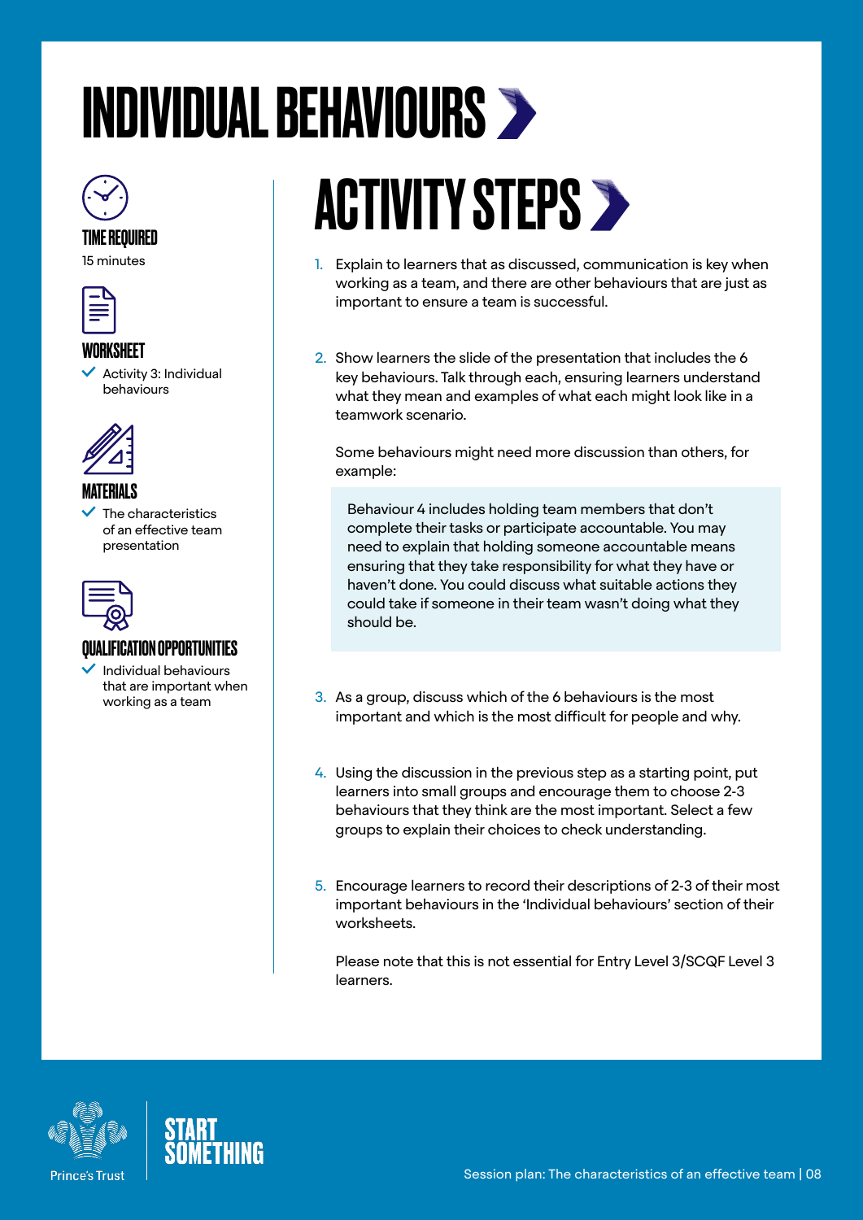# INDIVIDUAL BEHAVIOURS

### TIME REQUIRED

15 minutes

### WORKSHEET

- Activity 3: Individual behaviours

### MATERIALS

- The characteristics of an effective team presentation

### QUALIFICATION OPPORTUNITIES

- Individual behaviours that are important when working as a team

## ACTIVITY STEPS

1. Explain to learners that as discussed, communication is key when working as a team, and there are other behaviours that are just as important to ensure a team is successful.

2. Show learners the slide of the presentation that includes the 6 key behaviours. Talk through each, ensuring learners understand what they mean and examples of what each might look like in a teamwork scenario.

   Some behaviours might need more discussion than others, for example:

   > Behaviour 4 includes holding team members that don't complete their tasks or participate accountable. You may need to explain that holding someone accountable means ensuring that they take responsibility for what they have or haven't done. You could discuss what suitable actions they could take if someone in their team wasn't doing what they should be.

3. As a group, discuss which of the 6 behaviours is the most important and which is the most difficult for people and why.

4. Using the discussion in the previous step as a starting point, put learners into small groups and encourage them to choose 2-3 behaviours that they think are the most important. Select a few groups to explain their choices to check understanding.

5. Encourage learners to record their descriptions of 2-3 of their most important behaviours in the 'Individual behaviours' section of their worksheets.

   Please note that this is not essential for Entry Level 3/SCQF Level 3 learners.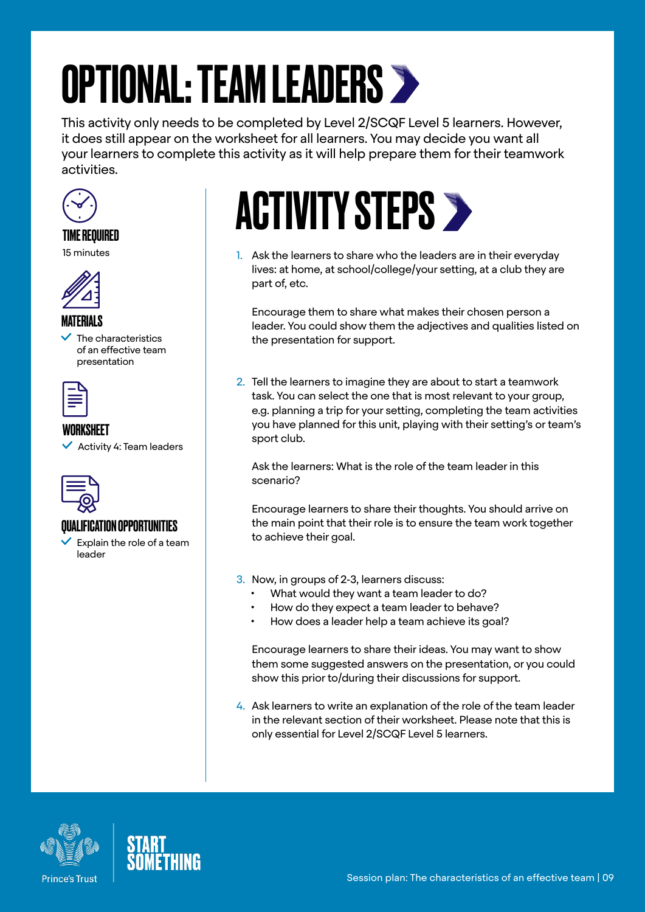# OPTIONAL: TEAM LEADERS

This activity only needs to be completed by Level 2/SCQF Level 5 learners. However, it does still appear on the worksheet for all learners. You may decide you want all your learners to complete this activity as it will help prepare them for their teamwork activities.

### TIME REQUIRED

15 minutes

### MATERIALS

- The characteristics of an effective team presentation

### WORKSHEET

- Activity 4: Team leaders

### QUALIFICATION OPPORTUNITIES

- Explain the role of a team leader

## ACTIVITY STEPS

1. Ask the learners to share who the leaders are in their everyday lives: at home, at school/college/your setting, at a club they are part of, etc.

   Encourage them to share what makes their chosen person a leader. You could show them the adjectives and qualities listed on the presentation for support.

2. Tell the learners to imagine they are about to start a teamwork task. You can select the one that is most relevant to your group, e.g. planning a trip for your setting, completing the team activities you have planned for this unit, playing with their setting's or team's sport club.

   Ask the learners: What is the role of the team leader in this scenario?

   Encourage learners to share their thoughts. You should arrive on the main point that their role is to ensure the team work together to achieve their goal.

3. Now, in groups of 2-3, learners discuss:
   - What would they want a team leader to do?
   - How do they expect a team leader to behave?
   - How does a leader help a team achieve its goal?

   Encourage learners to share their ideas. You may want to show them some suggested answers on the presentation, or you could show this prior to/during their discussions for support.

4. Ask learners to write an explanation of the role of the team leader in the relevant section of their worksheet. Please note that this is only essential for Level 2/SCQF Level 5 learners.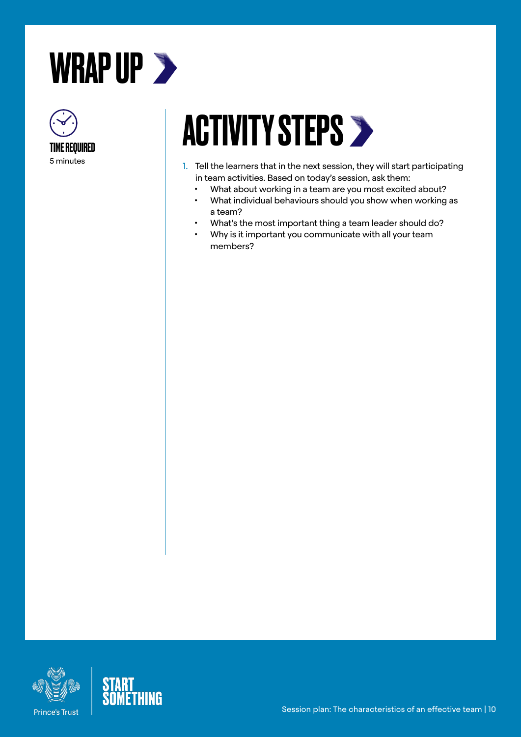# WRAP UP

**TIME REQUIRED**
5 minutes

## ACTIVITY STEPS

1. Tell the learners that in the next session, they will start participating in team activities. Based on today's session, ask them:
   - What about working in a team are you most excited about?
   - What individual behaviours should you show when working as a team?
   - What's the most important thing a team leader should do?
   - Why is it important you communicate with all your team members?